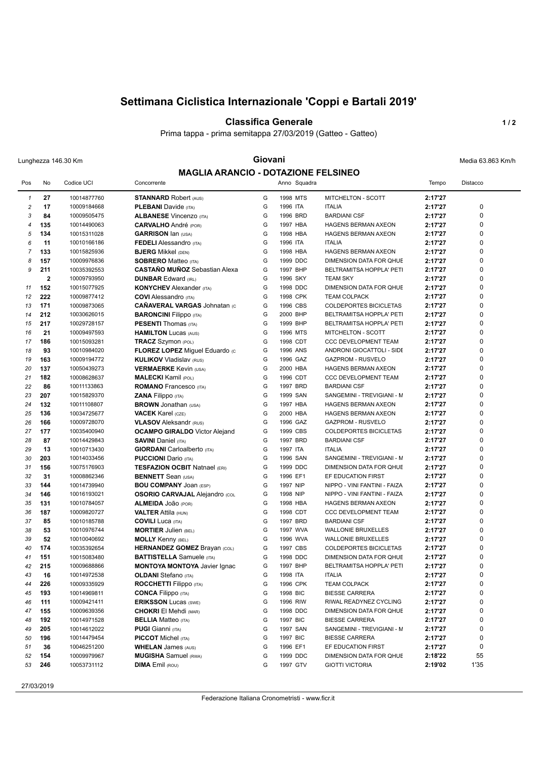# Settimana Ciclistica Internazionale 'Coppi e Bartali 2019'

## Classifica Generale

Prima tappa - prima semitappa 27/03/2019 (Gatteo - Gatteo)

Lunghezza 146.30 Km

**Giovani**

Media 63.863 Km/h

### MAGLIA ARANCIO - DOTAZIONE FELSINEO

| Pos | No | Codice UCI | Concorrente | | Anno | Squadra | | Tempo | Distacco |
|---|---|---|---|---|---|---|---|---|---|
| 1 | 27 | 10014877760 | **STANNARD** Robert (AUS) | G | 1998 | MTS | MITCHELTON - SCOTT | 2:17'27 | |
| 2 | 17 | 10009184668 | **PLEBANI** Davide (ITA) | G | 1996 | ITA | ITALIA | 2:17'27 | 0 |
| 3 | 84 | 10009505475 | **ALBANESE** Vincenzo (ITA) | G | 1996 | BRD | BARDIANI CSF | 2:17'27 | 0 |
| 4 | 135 | 10014490063 | **CARVALHO** André (POR) | G | 1997 | HBA | HAGENS BERMAN AXEON | 2:17'27 | 0 |
| 5 | 134 | 10015311028 | **GARRISON** Ian (USA) | G | 1998 | HBA | HAGENS BERMAN AXEON | 2:17'27 | 0 |
| 6 | 11 | 10010166186 | **FEDELI** Alessandro (ITA) | G | 1996 | ITA | ITALIA | 2:17'27 | 0 |
| 7 | 133 | 10015825936 | **BJERG** Mikkel (DEN) | G | 1998 | HBA | HAGENS BERMAN AXEON | 2:17'27 | 0 |
| 8 | 157 | 10009976836 | **SOBRERO** Matteo (ITA) | G | 1999 | DDC | DIMENSION DATA FOR QHUE | 2:17'27 | 0 |
| 9 | 211 | 10035392553 | **CASTAÑO MUÑOZ** Sebastian Alexa | G | 1997 | BHP | BELTRAMITSA HOPPLA' PETI | 2:17'27 | 0 |
| | 2 | 10009793950 | **DUNBAR** Edward (IRL) | G | 1996 | SKY | TEAM SKY | 2:17'27 | 0 |
| 11 | 152 | 10015077925 | **KONYCHEV** Alexander (ITA) | G | 1998 | DDC | DIMENSION DATA FOR QHUE | 2:17'27 | 0 |
| 12 | 222 | 10009877412 | **COVI** Alessandro (ITA) | G | 1998 | CPK | TEAM COLPACK | 2:17'27 | 0 |
| 13 | 171 | 10009873065 | **CAÑAVERAL VARGAS** Johnatan (C | G | 1996 | CBS | COLDEPORTES BICICLETAS | 2:17'27 | 0 |
| 14 | 212 | 10030626015 | **BARONCINI** Filippo (ITA) | G | 2000 | BHP | BELTRAMITSA HOPPLA' PETI | 2:17'27 | 0 |
| 15 | 217 | 10029728157 | **PESENTI** Thomas (ITA) | G | 1999 | BHP | BELTRAMITSA HOPPLA' PETI | 2:17'27 | 0 |
| 16 | 21 | 10009497593 | **HAMILTON** Lucas (AUS) | G | 1996 | MTS | MITCHELTON - SCOTT | 2:17'27 | 0 |
| 17 | 186 | 10015093281 | **TRACZ** Szymon (POL) | G | 1998 | CDT | CCC DEVELOPMENT TEAM | 2:17'27 | 0 |
| 18 | 93 | 10010984020 | **FLOREZ LOPEZ** Miguel Eduardo (C | G | 1996 | ANS | ANDRONI GIOCATTOLI - SIDE | 2:17'27 | 0 |
| 19 | 163 | 10009194772 | **KULIKOV** Vladislav (RUS) | G | 1996 | GAZ | GAZPROM - RUSVELO | 2:17'27 | 0 |
| 20 | 137 | 10050439273 | **VERMAERKE** Kevin (USA) | G | 2000 | HBA | HAGENS BERMAN AXEON | 2:17'27 | 0 |
| 21 | 182 | 10008628637 | **MALECKI** Kamil (POL) | G | 1996 | CDT | CCC DEVELOPMENT TEAM | 2:17'27 | 0 |
| 22 | 86 | 10011133863 | **ROMANO** Francesco (ITA) | G | 1997 | BRD | BARDIANI CSF | 2:17'27 | 0 |
| 23 | 207 | 10015829370 | **ZANA** Filippo (ITA) | G | 1999 | SAN | SANGEMINI - TREVIGIANI - M | 2:17'27 | 0 |
| 24 | 132 | 10011108807 | **BROWN** Jonathan (USA) | G | 1997 | HBA | HAGENS BERMAN AXEON | 2:17'27 | 0 |
| 25 | 136 | 10034725677 | **VACEK** Karel (CZE) | G | 2000 | HBA | HAGENS BERMAN AXEON | 2:17'27 | 0 |
| 26 | 166 | 10009728070 | **VLASOV** Aleksandr (RUS) | G | 1996 | GAZ | GAZPROM - RUSVELO | 2:17'27 | 0 |
| 27 | 177 | 10035400940 | **OCAMPO GIRALDO** Victor Alejand | G | 1999 | CBS | COLDEPORTES BICICLETAS | 2:17'27 | 0 |
| 28 | 87 | 10014429843 | **SAVINI** Daniel (ITA) | G | 1997 | BRD | BARDIANI CSF | 2:17'27 | 0 |
| 29 | 13 | 10010713430 | **GIORDANI** Carloalberto (ITA) | G | 1997 | ITA | ITALIA | 2:17'27 | 0 |
| 30 | 203 | 10014033456 | **PUCCIONI** Dario (ITA) | G | 1996 | SAN | SANGEMINI - TREVIGIANI - M | 2:17'27 | 0 |
| 31 | 156 | 10075176903 | **TESFAZION OCBIT** Natnael (ERI) | G | 1999 | DDC | DIMENSION DATA FOR QHUE | 2:17'27 | 0 |
| 32 | 31 | 10008862346 | **BENNETT** Sean (USA) | G | 1996 | EF1 | EF EDUCATION FIRST | 2:17'27 | 0 |
| 33 | 144 | 10014739940 | **BOU COMPANY** Joan (ESP) | G | 1997 | NIP | NIPPO - VINI FANTINI - FAIZA | 2:17'27 | 0 |
| 34 | 146 | 10016193021 | **OSORIO CARVAJAL** Alejandro (COL | G | 1998 | NIP | NIPPO - VINI FANTINI - FAIZA | 2:17'27 | 0 |
| 35 | 131 | 10010784057 | **ALMEIDA** João (POR) | G | 1998 | HBA | HAGENS BERMAN AXEON | 2:17'27 | 0 |
| 36 | 187 | 10009820727 | **VALTER** Attila (HUN) | G | 1998 | CDT | CCC DEVELOPMENT TEAM | 2:17'27 | 0 |
| 37 | 85 | 10010185788 | **COVILI** Luca (ITA) | G | 1997 | BRD | BARDIANI CSF | 2:17'27 | 0 |
| 38 | 53 | 10010976744 | **MORTIER** Julien (BEL) | G | 1997 | WVA | WALLONIE BRUXELLES | 2:17'27 | 0 |
| 39 | 52 | 10010040692 | **MOLLY** Kenny (BEL) | G | 1996 | WVA | WALLONIE BRUXELLES | 2:17'27 | 0 |
| 40 | 174 | 10035392654 | **HERNANDEZ GOMEZ** Brayan (COL) | G | 1997 | CBS | COLDEPORTES BICICLETAS | 2:17'27 | 0 |
| 41 | 151 | 10015083480 | **BATTISTELLA** Samuele (ITA) | G | 1998 | DDC | DIMENSION DATA FOR QHUE | 2:17'27 | 0 |
| 42 | 215 | 10009688866 | **MONTOYA MONTOYA** Javier Ignac | G | 1997 | BHP | BELTRAMITSA HOPPLA' PETI | 2:17'27 | 0 |
| 43 | 16 | 10014972538 | **OLDANI** Stefano (ITA) | G | 1998 | ITA | ITALIA | 2:17'27 | 0 |
| 44 | 226 | 10009335929 | **ROCCHETTI** Filippo (ITA) | G | 1996 | CPK | TEAM COLPACK | 2:17'27 | 0 |
| 45 | 193 | 10014969811 | **CONCA** Filippo (ITA) | G | 1998 | BIC | BIESSE CARRERA | 2:17'27 | 0 |
| 46 | 111 | 10009421411 | **ERIKSSON** Lucas (SWE) | G | 1996 | RIW | RIWAL READYNEZ CYCLING | 2:17'27 | 0 |
| 47 | 155 | 10009639356 | **CHOKRI** El Mehdi (MAR) | G | 1998 | DDC | DIMENSION DATA FOR QHUE | 2:17'27 | 0 |
| 48 | 192 | 10014971528 | **BELLIA** Matteo (ITA) | G | 1997 | BIC | BIESSE CARRERA | 2:17'27 | 0 |
| 49 | 205 | 10014612022 | **PUGI** Gianni (ITA) | G | 1997 | SAN | SANGEMINI - TREVIGIANI - M | 2:17'27 | 0 |
| 50 | 196 | 10014479454 | **PICCOT** Michel (ITA) | G | 1997 | BIC | BIESSE CARRERA | 2:17'27 | 0 |
| 51 | 36 | 10046251200 | **WHELAN** James (AUS) | G | 1996 | EF1 | EF EDUCATION FIRST | 2:17'27 | 0 |
| 52 | 154 | 10009979967 | **MUGISHA** Samuel (RWA) | G | 1999 | DDC | DIMENSION DATA FOR QHUE | 2:18'22 | 55 |
| 53 | 246 | 10053731112 | **DIMA** Emil (ROU) | G | 1997 | GTV | GIOTTI VICTORIA | 2:19'02 | 1'35 |

27/03/2019

Federazione Italiana Cronometristi - www.ficr.it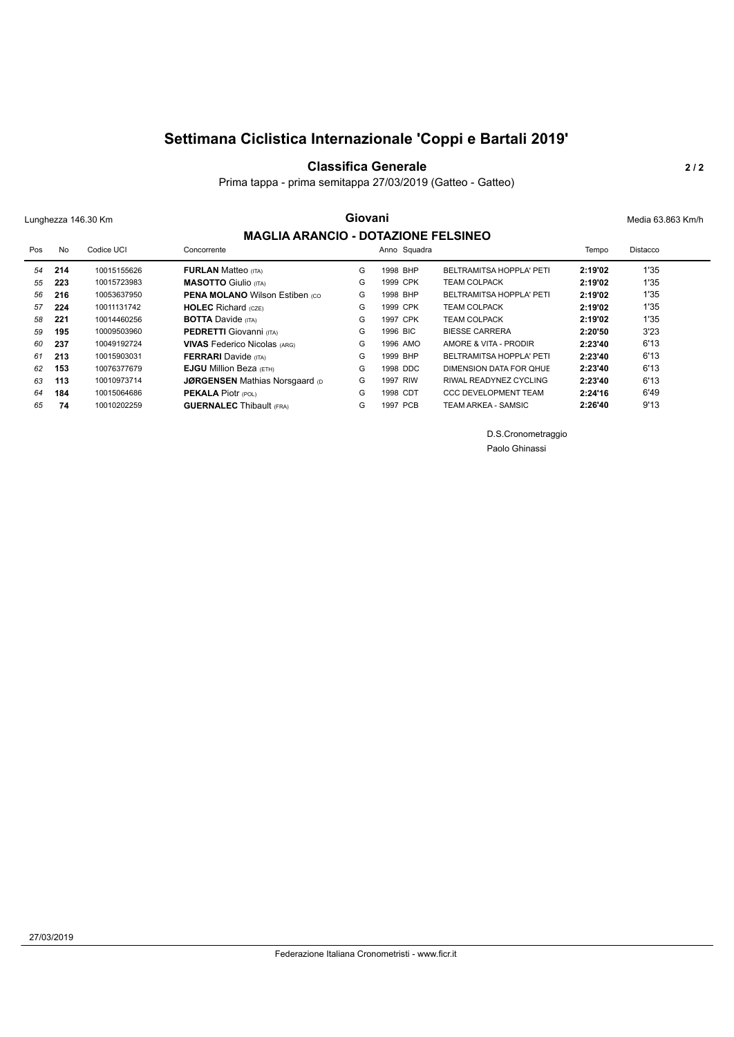# Settimana Ciclistica Internazionale 'Coppi e Bartali 2019'

## Classifica Generale

Prima tappa - prima semitappa 27/03/2019 (Gatteo - Gatteo)

Lunghezza 146.30 Km

### Giovani

Media 63.863 Km/h

### MAGLIA ARANCIO - DOTAZIONE FELSINEO

| Pos | No | Codice UCI | Concorrente | | Anno | Squadra | | Tempo | Distacco |
|---|---|---|---|---|---|---|---|---|---|
| 54 | **214** | 10015155626 | **FURLAN** Matteo (ITA) | G | 1998 | BHP | BELTRAMITSA HOPPLA' PETI | **2:19'02** | 1'35 |
| 55 | **223** | 10015723983 | **MASOTTO** Giulio (ITA) | G | 1999 | CPK | TEAM COLPACK | **2:19'02** | 1'35 |
| 56 | **216** | 10053637950 | **PENA MOLANO** Wilson Estiben (CO | G | 1998 | BHP | BELTRAMITSA HOPPLA' PETI | **2:19'02** | 1'35 |
| 57 | **224** | 10011131742 | **HOLEC** Richard (CZE) | G | 1999 | CPK | TEAM COLPACK | **2:19'02** | 1'35 |
| 58 | **221** | 10014460256 | **BOTTA** Davide (ITA) | G | 1997 | CPK | TEAM COLPACK | **2:19'02** | 1'35 |
| 59 | **195** | 10009503960 | **PEDRETTI** Giovanni (ITA) | G | 1996 | BIC | BIESSE CARRERA | **2:20'50** | 3'23 |
| 60 | **237** | 10049192724 | **VIVAS** Federico Nicolas (ARG) | G | 1996 | AMO | AMORE & VITA - PRODIR | **2:23'40** | 6'13 |
| 61 | **213** | 10015903031 | **FERRARI** Davide (ITA) | G | 1999 | BHP | BELTRAMITSA HOPPLA' PETI | **2:23'40** | 6'13 |
| 62 | **153** | 10076377679 | **EJGU** Million Beza (ETH) | G | 1998 | DDC | DIMENSION DATA FOR QHUE | **2:23'40** | 6'13 |
| 63 | **113** | 10010973714 | **JØRGENSEN** Mathias Norsgaard (D | G | 1997 | RIW | RIWAL READYNEZ CYCLING | **2:23'40** | 6'13 |
| 64 | **184** | 10015064686 | **PEKALA** Piotr (POL) | G | 1998 | CDT | CCC DEVELOPMENT TEAM | **2:24'16** | 6'49 |
| 65 | **74** | 10010202259 | **GUERNALEC** Thibault (FRA) | G | 1997 | PCB | TEAM ARKEA - SAMSIC | **2:26'40** | 9'13 |

D.S.Cronometraggio

Paolo Ghinassi

27/03/2019

Federazione Italiana Cronometristi - www.ficr.it